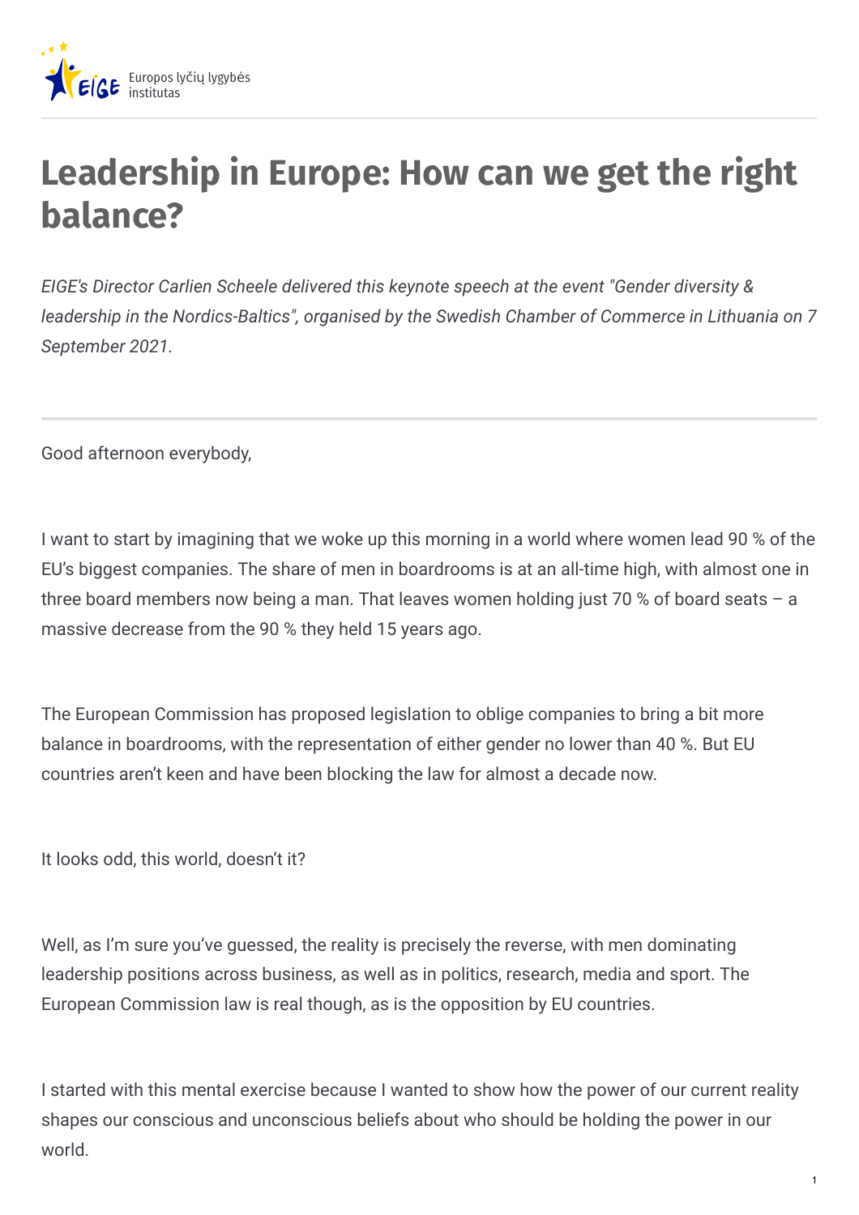Europos lyčių lygybės institutas

# Leadership in Europe: How can we get the right balance?

*EIGE's Director Carlien Scheele delivered this keynote speech at the event "Gender diversity & leadership in the Nordics-Baltics", organised by the Swedish Chamber of Commerce in Lithuania on 7 September 2021.*

---

Good afternoon everybody,

I want to start by imagining that we woke up this morning in a world where women lead 90 % of the EU's biggest companies. The share of men in boardrooms is at an all-time high, with almost one in three board members now being a man. That leaves women holding just 70 % of board seats – a massive decrease from the 90 % they held 15 years ago.

The European Commission has proposed legislation to oblige companies to bring a bit more balance in boardrooms, with the representation of either gender no lower than 40 %. But EU countries aren't keen and have been blocking the law for almost a decade now.

It looks odd, this world, doesn't it?

Well, as I'm sure you've guessed, the reality is precisely the reverse, with men dominating leadership positions across business, as well as in politics, research, media and sport. The European Commission law is real though, as is the opposition by EU countries.

I started with this mental exercise because I wanted to show how the power of our current reality shapes our conscious and unconscious beliefs about who should be holding the power in our world.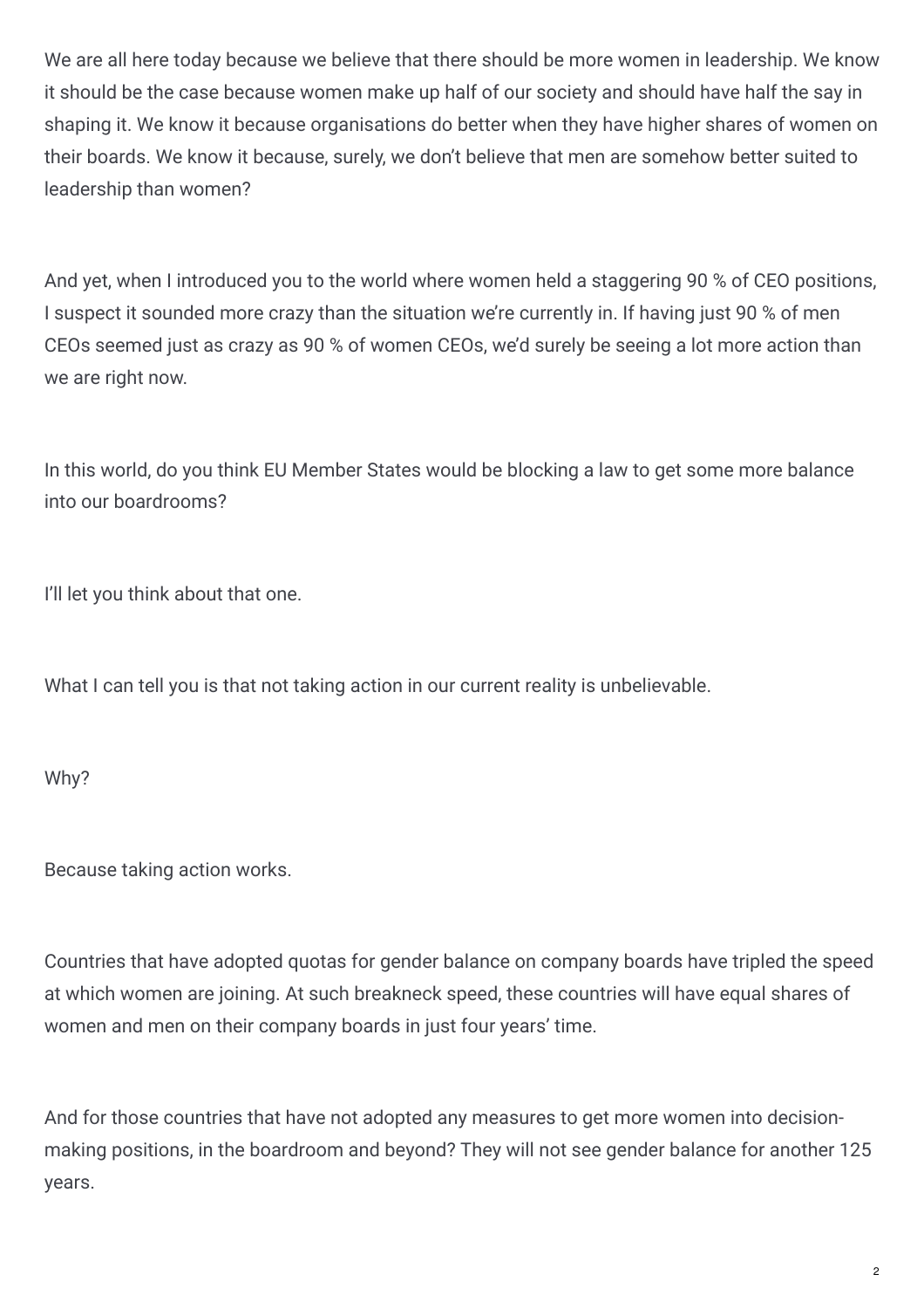We are all here today because we believe that there should be more women in leadership. We know it should be the case because women make up half of our society and should have half the say in shaping it. We know it because organisations do better when they have higher shares of women on their boards. We know it because, surely, we don't believe that men are somehow better suited to leadership than women?

And yet, when I introduced you to the world where women held a staggering 90 % of CEO positions, I suspect it sounded more crazy than the situation we're currently in. If having just 90 % of men CEOs seemed just as crazy as 90 % of women CEOs, we'd surely be seeing a lot more action than we are right now.

In this world, do you think EU Member States would be blocking a law to get some more balance into our boardrooms?

I'll let you think about that one.

What I can tell you is that not taking action in our current reality is unbelievable.

Why?

Because taking action works.

Countries that have adopted quotas for gender balance on company boards have tripled the speed at which women are joining. At such breakneck speed, these countries will have equal shares of women and men on their company boards in just four years' time.

And for those countries that have not adopted any measures to get more women into decision-making positions, in the boardroom and beyond? They will not see gender balance for another 125 years.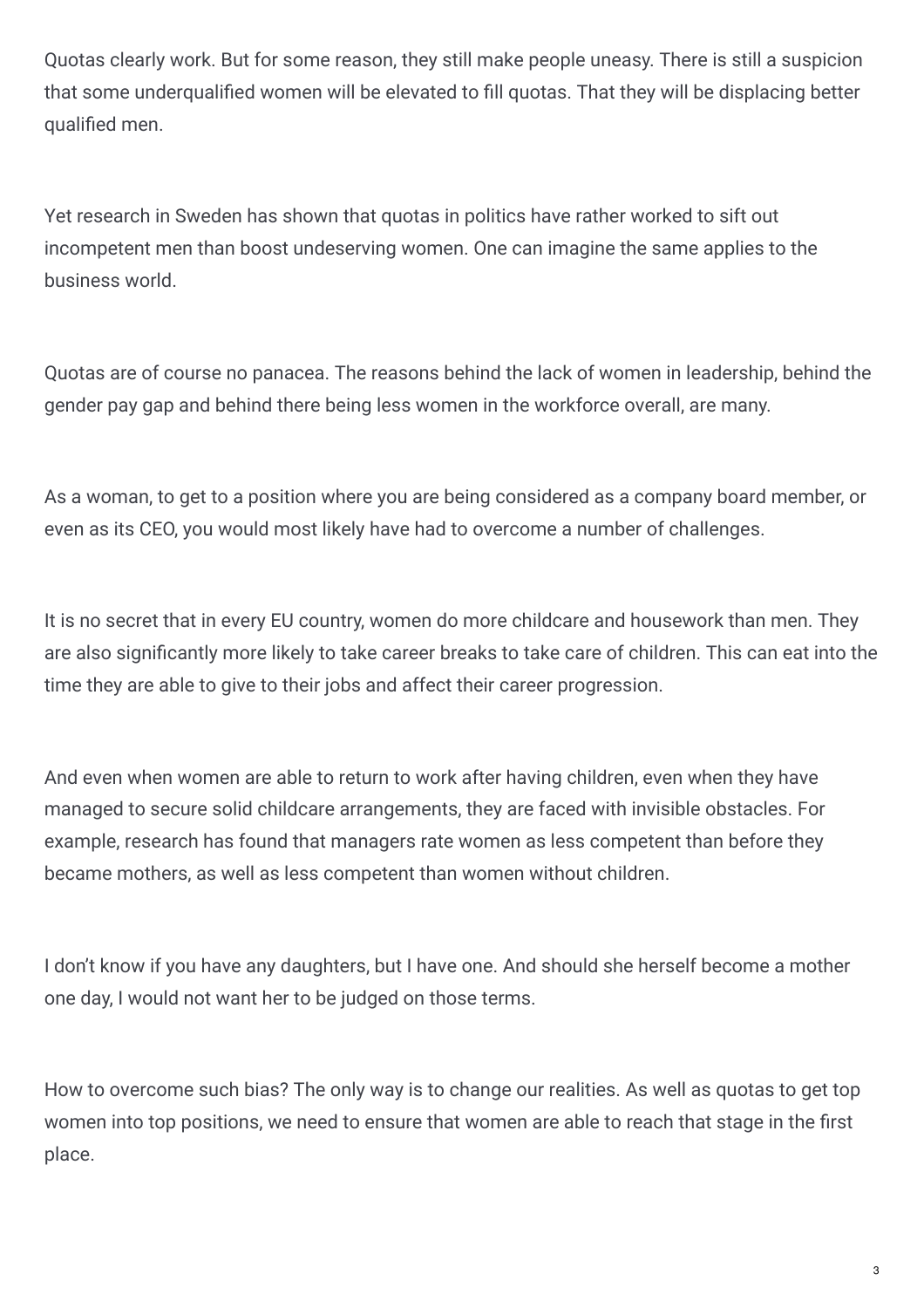Quotas clearly work. But for some reason, they still make people uneasy. There is still a suspicion that some underqualified women will be elevated to fill quotas. That they will be displacing better qualified men.

Yet research in Sweden has shown that quotas in politics have rather worked to sift out incompetent men than boost undeserving women. One can imagine the same applies to the business world.

Quotas are of course no panacea. The reasons behind the lack of women in leadership, behind the gender pay gap and behind there being less women in the workforce overall, are many.

As a woman, to get to a position where you are being considered as a company board member, or even as its CEO, you would most likely have had to overcome a number of challenges.

It is no secret that in every EU country, women do more childcare and housework than men. They are also significantly more likely to take career breaks to take care of children. This can eat into the time they are able to give to their jobs and affect their career progression.

And even when women are able to return to work after having children, even when they have managed to secure solid childcare arrangements, they are faced with invisible obstacles. For example, research has found that managers rate women as less competent than before they became mothers, as well as less competent than women without children.

I don't know if you have any daughters, but I have one. And should she herself become a mother one day, I would not want her to be judged on those terms.

How to overcome such bias? The only way is to change our realities. As well as quotas to get top women into top positions, we need to ensure that women are able to reach that stage in the first place.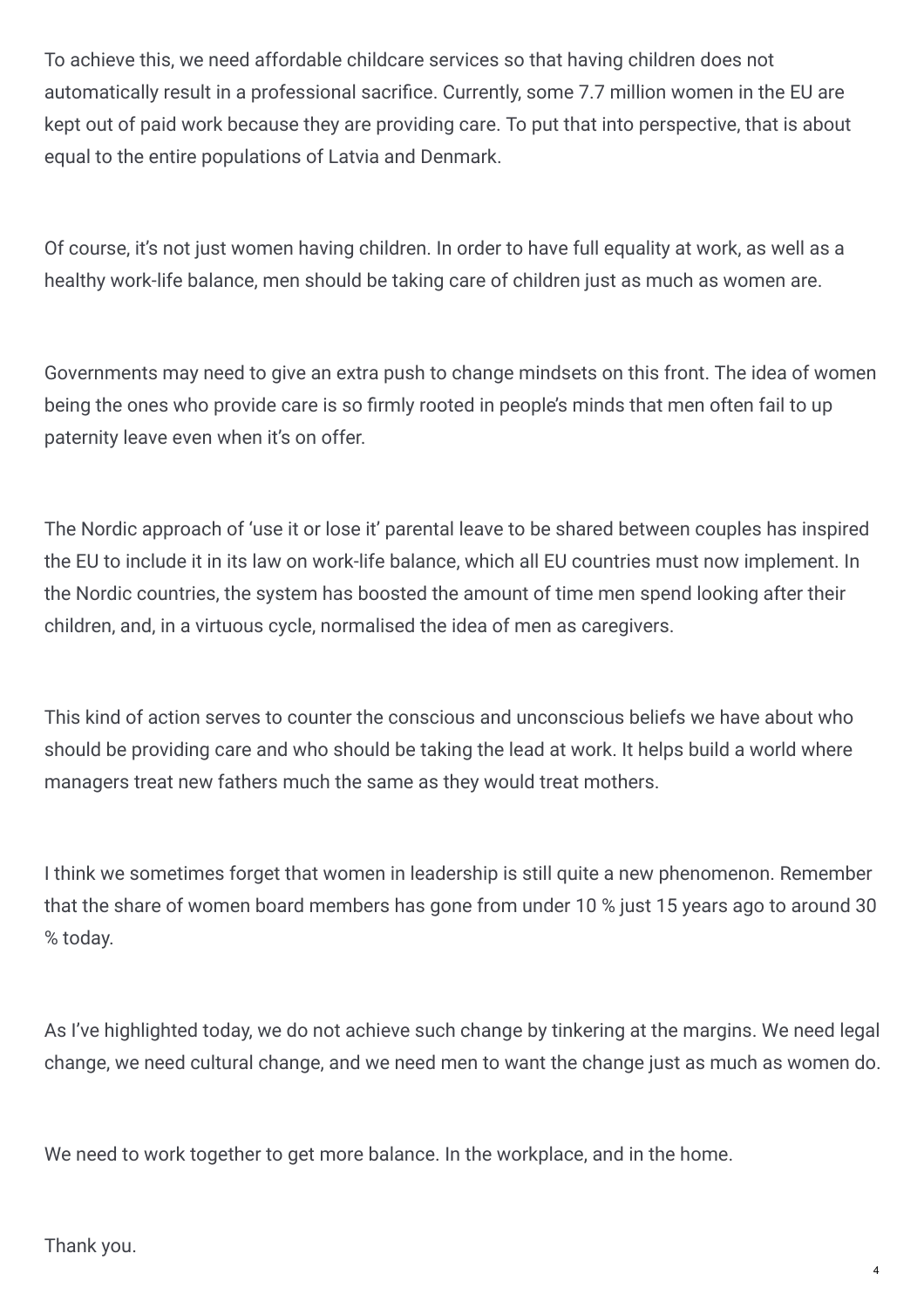To achieve this, we need affordable childcare services so that having children does not automatically result in a professional sacrifice. Currently, some 7.7 million women in the EU are kept out of paid work because they are providing care. To put that into perspective, that is about equal to the entire populations of Latvia and Denmark.

Of course, it's not just women having children. In order to have full equality at work, as well as a healthy work-life balance, men should be taking care of children just as much as women are.

Governments may need to give an extra push to change mindsets on this front. The idea of women being the ones who provide care is so firmly rooted in people's minds that men often fail to up paternity leave even when it's on offer.

The Nordic approach of 'use it or lose it' parental leave to be shared between couples has inspired the EU to include it in its law on work-life balance, which all EU countries must now implement. In the Nordic countries, the system has boosted the amount of time men spend looking after their children, and, in a virtuous cycle, normalised the idea of men as caregivers.

This kind of action serves to counter the conscious and unconscious beliefs we have about who should be providing care and who should be taking the lead at work. It helps build a world where managers treat new fathers much the same as they would treat mothers.

I think we sometimes forget that women in leadership is still quite a new phenomenon. Remember that the share of women board members has gone from under 10 % just 15 years ago to around 30 % today.

As I've highlighted today, we do not achieve such change by tinkering at the margins. We need legal change, we need cultural change, and we need men to want the change just as much as women do.

We need to work together to get more balance. In the workplace, and in the home.

Thank you.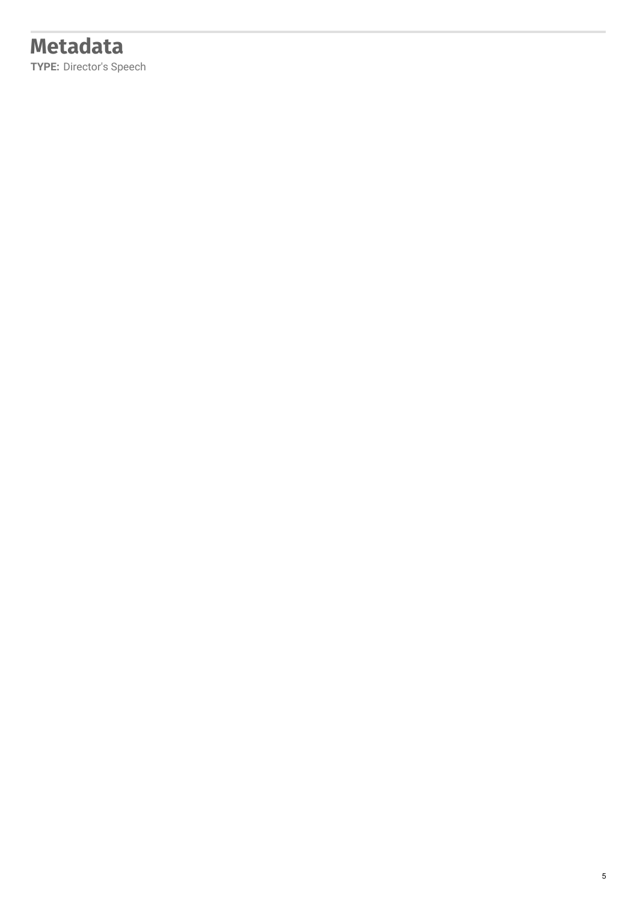# Metadata

**TYPE:** Director's Speech